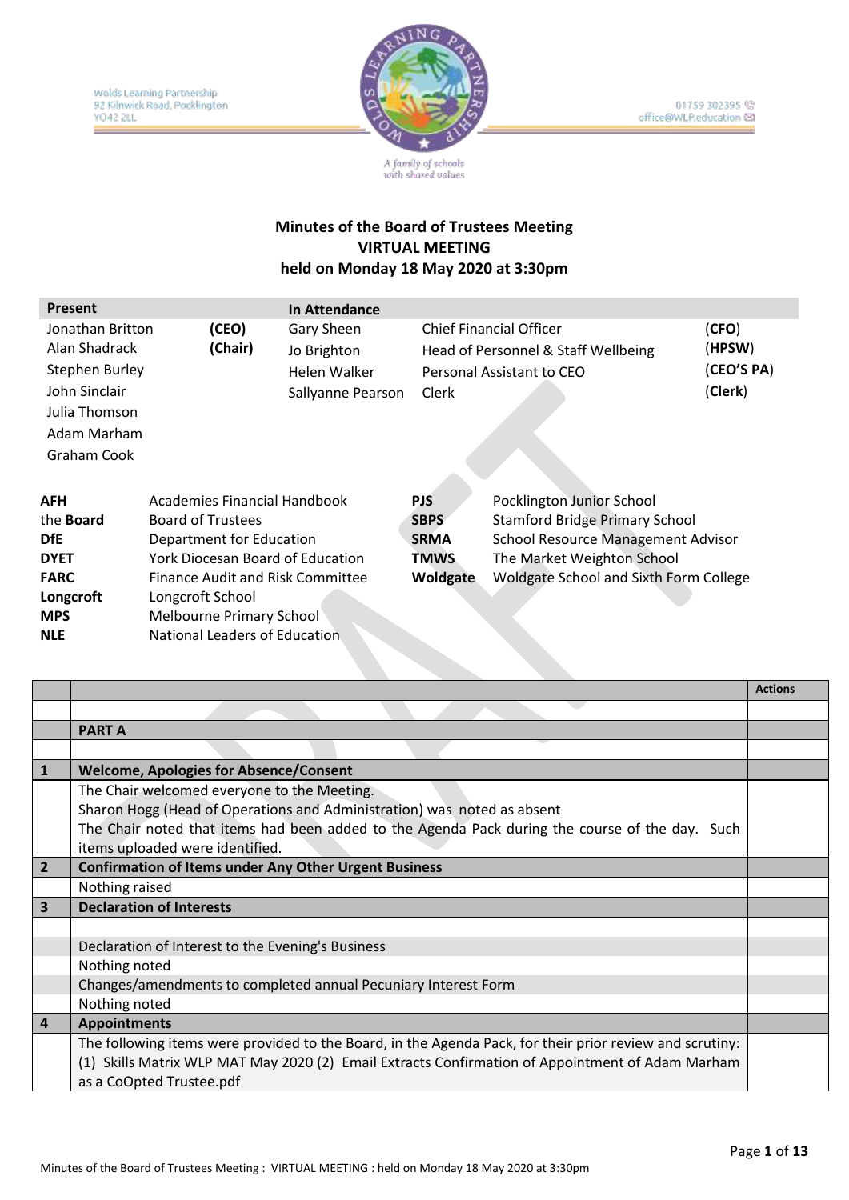Wolds Learning Partnership
92 Kilnwick Road, Pocklington
YO42 2LL

01759 302395
office@WLP.education

A family of schools with shared values

# Minutes of the Board of Trustees Meeting
## VIRTUAL MEETING
## held on Monday 18 May 2020 at 3:30pm

| Present | | In Attendance | | |
|---|---|---|---|---|
| Jonathan Britton | (CEO) | Gary Sheen | Chief Financial Officer | (CFO) |
| Alan Shadrack | (Chair) | Jo Brighton | Head of Personnel & Staff Wellbeing | (HPSW) |
| Stephen Burley | | Helen Walker | Personal Assistant to CEO | (CEO'S PA) |
| John Sinclair | | Sallyanne Pearson | Clerk | (Clerk) |
| Julia Thomson | | | | |
| Adam Marham | | | | |
| Graham Cook | | | | |

| | | | |
|---|---|---|---|
| **AFH** | Academies Financial Handbook | **PJS** | Pocklington Junior School |
| the **Board** | Board of Trustees | **SBPS** | Stamford Bridge Primary School |
| **DfE** | Department for Education | **SRMA** | School Resource Management Advisor |
| **DYET** | York Diocesan Board of Education | **TMWS** | The Market Weighton School |
| **FARC** | Finance Audit and Risk Committee | **Woldgate** | Woldgate School and Sixth Form College |
| **Longcroft** | Longcroft School | | |
| **MPS** | Melbourne Primary School | | |
| **NLE** | National Leaders of Education | | |

| | | Actions |
|---|---|---|
| | | |
| | **PART A** | |
| | | |
| **1** | **Welcome, Apologies for Absence/Consent** | |
| | The Chair welcomed everyone to the Meeting.<br>Sharon Hogg (Head of Operations and Administration) was noted as absent<br>The Chair noted that items had been added to the Agenda Pack during the course of the day. Such items uploaded were identified. | |
| **2** | **Confirmation of Items under Any Other Urgent Business** | |
| | Nothing raised | |
| **3** | **Declaration of Interests** | |
| | | |
| | Declaration of Interest to the Evening's Business | |
| | Nothing noted | |
| | Changes/amendments to completed annual Pecuniary Interest Form | |
| | Nothing noted | |
| **4** | **Appointments** | |
| | The following items were provided to the Board, in the Agenda Pack, for their prior review and scrutiny: (1) Skills Matrix WLP MAT May 2020 (2) Email Extracts Confirmation of Appointment of Adam Marham as a CoOpted Trustee.pdf | |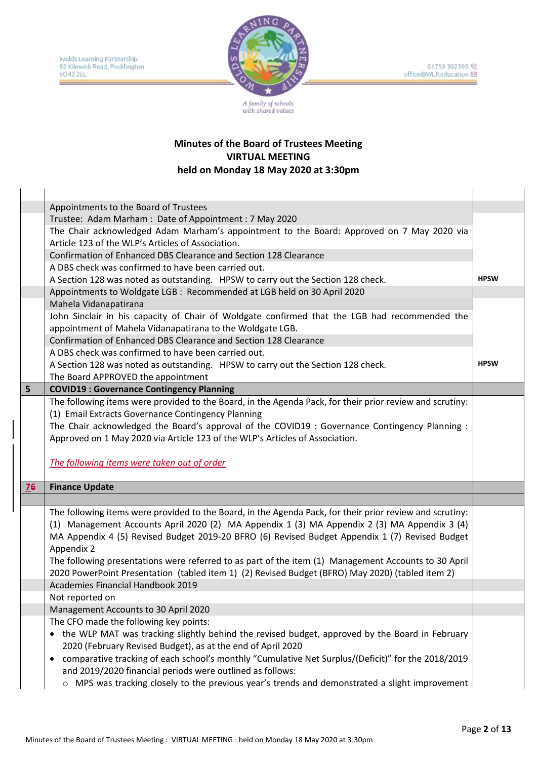# Minutes of the Board of Trustees Meeting
## VIRTUAL MEETING
## held on Monday 18 May 2020 at 3:30pm

| | | |
|---|---|---|
| | Appointments to the Board of Trustees | |
| | Trustee: Adam Marham : Date of Appointment : 7 May 2020 | |
| | The Chair acknowledged Adam Marham's appointment to the Board: Approved on 7 May 2020 via Article 123 of the WLP's Articles of Association. | |
| | Confirmation of Enhanced DBS Clearance and Section 128 Clearance | |
| | A DBS check was confirmed to have been carried out.<br>A Section 128 was noted as outstanding. HPSW to carry out the Section 128 check. | **HPSW** |
| | Appointments to Woldgate LGB : Recommended at LGB held on 30 April 2020 | |
| | Mahela Vidanapatirana | |
| | John Sinclair in his capacity of Chair of Woldgate confirmed that the LGB had recommended the appointment of Mahela Vidanapatirana to the Woldgate LGB. | |
| | Confirmation of Enhanced DBS Clearance and Section 128 Clearance | |
| | A DBS check was confirmed to have been carried out.<br>A Section 128 was noted as outstanding. HPSW to carry out the Section 128 check.<br>The Board APPROVED the appointment | **HPSW** |
| **5** | **COVID19 : Governance Contingency Planning** | |
| | The following items were provided to the Board, in the Agenda Pack, for their prior review and scrutiny:<br>(1) Email Extracts Governance Contingency Planning<br>The Chair acknowledged the Board's approval of the COVID19 : Governance Contingency Planning : Approved on 1 May 2020 via Article 123 of the WLP's Articles of Association.<br><br>*The following items were taken out of order* | |
| **76** | **Finance Update** | |
| | | |
| | The following items were provided to the Board, in the Agenda Pack, for their prior review and scrutiny:<br>(1) Management Accounts April 2020 (2) MA Appendix 1 (3) MA Appendix 2 (3) MA Appendix 3 (4) MA Appendix 4 (5) Revised Budget 2019-20 BFRO (6) Revised Budget Appendix 1 (7) Revised Budget Appendix 2<br>The following presentations were referred to as part of the item (1) Management Accounts to 30 April 2020 PowerPoint Presentation (tabled item 1) (2) Revised Budget (BFRO) May 2020) (tabled item 2) | |
| | Academies Financial Handbook 2019 | |
| | Not reported on | |
| | Management Accounts to 30 April 2020 | |
| | The CFO made the following key points:<br>• the WLP MAT was tracking slightly behind the revised budget, approved by the Board in February 2020 (February Revised Budget), as at the end of April 2020<br>• comparative tracking of each school's monthly "Cumulative Net Surplus/(Deficit)" for the 2018/2019 and 2019/2020 financial periods were outlined as follows:<br>&nbsp;&nbsp;&nbsp;&nbsp;○ MPS was tracking closely to the previous year's trends and demonstrated a slight improvement | |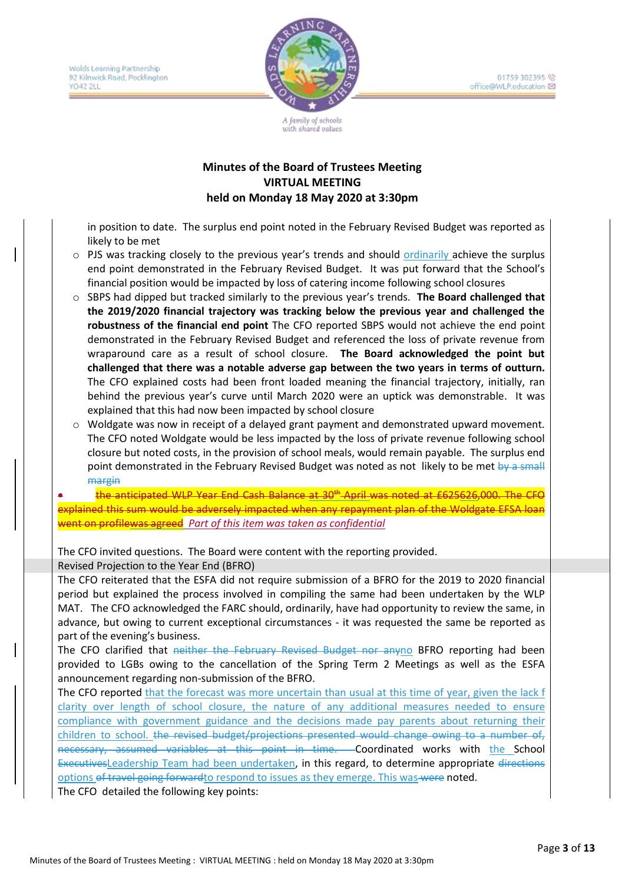# Minutes of the Board of Trustees Meeting
## VIRTUAL MEETING
## held on Monday 18 May 2020 at 3:30pm

in position to date. The surplus end point noted in the February Revised Budget was reported as likely to be met

- PJS was tracking closely to the previous year's trends and should ordinarily achieve the surplus end point demonstrated in the February Revised Budget. It was put forward that the School's financial position would be impacted by loss of catering income following school closures
- SBPS had dipped but tracked similarly to the previous year's trends. **The Board challenged that the 2019/2020 financial trajectory was tracking below the previous year and challenged the robustness of the financial end point** The CFO reported SBPS would not achieve the end point demonstrated in the February Revised Budget and referenced the loss of private revenue from wraparound care as a result of school closure. **The Board acknowledged the point but challenged that there was a notable adverse gap between the two years in terms of outturn.** The CFO explained costs had been front loaded meaning the financial trajectory, initially, ran behind the previous year's curve until March 2020 were an uptick was demonstrable. It was explained that this had now been impacted by school closure
- Woldgate was now in receipt of a delayed grant payment and demonstrated upward movement. The CFO noted Woldgate would be less impacted by the loss of private revenue following school closure but noted costs, in the provision of school meals, would remain payable. The surplus end point demonstrated in the February Revised Budget was noted as not likely to be met ~~by a small margin~~

- ~~the anticipated WLP Year End Cash Balance at 30th April was noted at £625626,000. The CFO explained this sum would be adversely impacted when any repayment plan of the Woldgate EFSA loan went on profilewas agreed~~ *Part of this item was taken as confidential*

The CFO invited questions. The Board were content with the reporting provided.

Revised Projection to the Year End (BFRO)

The CFO reiterated that the ESFA did not require submission of a BFRO for the 2019 to 2020 financial period but explained the process involved in compiling the same had been undertaken by the WLP MAT. The CFO acknowledged the FARC should, ordinarily, have had opportunity to review the same, in advance, but owing to current exceptional circumstances - it was requested the same be reported as part of the evening's business.

The CFO clarified that ~~neither the February Revised Budget nor any~~no BFRO reporting had been provided to LGBs owing to the cancellation of the Spring Term 2 Meetings as well as the ESFA announcement regarding non-submission of the BFRO.

The CFO reported that the forecast was more uncertain than usual at this time of year, given the lack f clarity over length of school closure, the nature of any additional measures needed to ensure compliance with government guidance and the decisions made pay parents about returning their children to school. ~~the revised budget/projections presented would change owing to a number of, necessary, assumed variables at this point in time.~~ Coordinated works with the School ~~Executives~~Leadership Team had been undertaken, in this regard, to determine appropriate ~~directions~~ options ~~of travel going forward~~to respond to issues as they emerge. This was ~~were~~ noted.

The CFO detailed the following key points: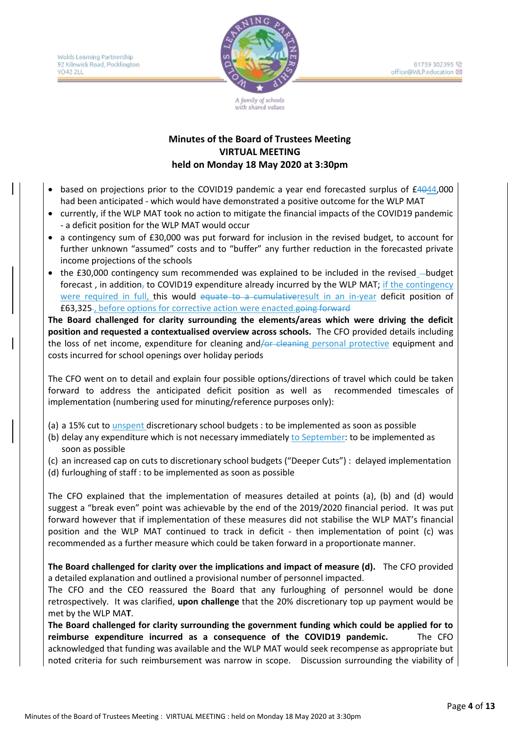- based on projections prior to the COVID19 pandemic a year end forecasted surplus of £~~40~~44,000 had been anticipated - which would have demonstrated a positive outcome for the WLP MAT
- currently, if the WLP MAT took no action to mitigate the financial impacts of the COVID19 pandemic - a deficit position for the WLP MAT would occur
- a contingency sum of £30,000 was put forward for inclusion in the revised budget, to account for further unknown "assumed" costs and to "buffer" any further reduction in the forecasted private income projections of the schools
- the £30,000 contingency sum recommended was explained to be included in the revised ~~–~~budget forecast , in addition~~,~~ to COVID19 expenditure already incurred by the WLP MAT; if the contingency were required in full, this would ~~equate to a cumulative~~result in an in-year deficit position of £63,325~~.~~, before options for corrective action were enacted.~~going forward~~

**The Board challenged for clarity surrounding the elements/areas which were driving the deficit position and requested a contextualised overview across schools.** The CFO provided details including the loss of net income, expenditure for cleaning and~~/or cleaning~~ personal protective equipment and costs incurred for school openings over holiday periods

The CFO went on to detail and explain four possible options/directions of travel which could be taken forward to address the anticipated deficit position as well as recommended timescales of implementation (numbering used for minuting/reference purposes only):

(a) a 15% cut to unspent discretionary school budgets : to be implemented as soon as possible
(b) delay any expenditure which is not necessary immediately to September: to be implemented as soon as possible
(c) an increased cap on cuts to discretionary school budgets ("Deeper Cuts") : delayed implementation
(d) furloughing of staff : to be implemented as soon as possible

The CFO explained that the implementation of measures detailed at points (a), (b) and (d) would suggest a "break even" point was achievable by the end of the 2019/2020 financial period. It was put forward however that if implementation of these measures did not stabilise the WLP MAT's financial position and the WLP MAT continued to track in deficit - then implementation of point (c) was recommended as a further measure which could be taken forward in a proportionate manner.

**The Board challenged for clarity over the implications and impact of measure (d).** The CFO provided a detailed explanation and outlined a provisional number of personnel impacted.
The CFO and the CEO reassured the Board that any furloughing of personnel would be done retrospectively. It was clarified, **upon challenge** that the 20% discretionary top up payment would be met by the WLP MA**T**.
**The Board challenged for clarity surrounding the government funding which could be applied for to reimburse expenditure incurred as a consequence of the COVID19 pandemic.** The CFO acknowledged that funding was available and the WLP MAT would seek recompense as appropriate but noted criteria for such reimbursement was narrow in scope. Discussion surrounding the viability of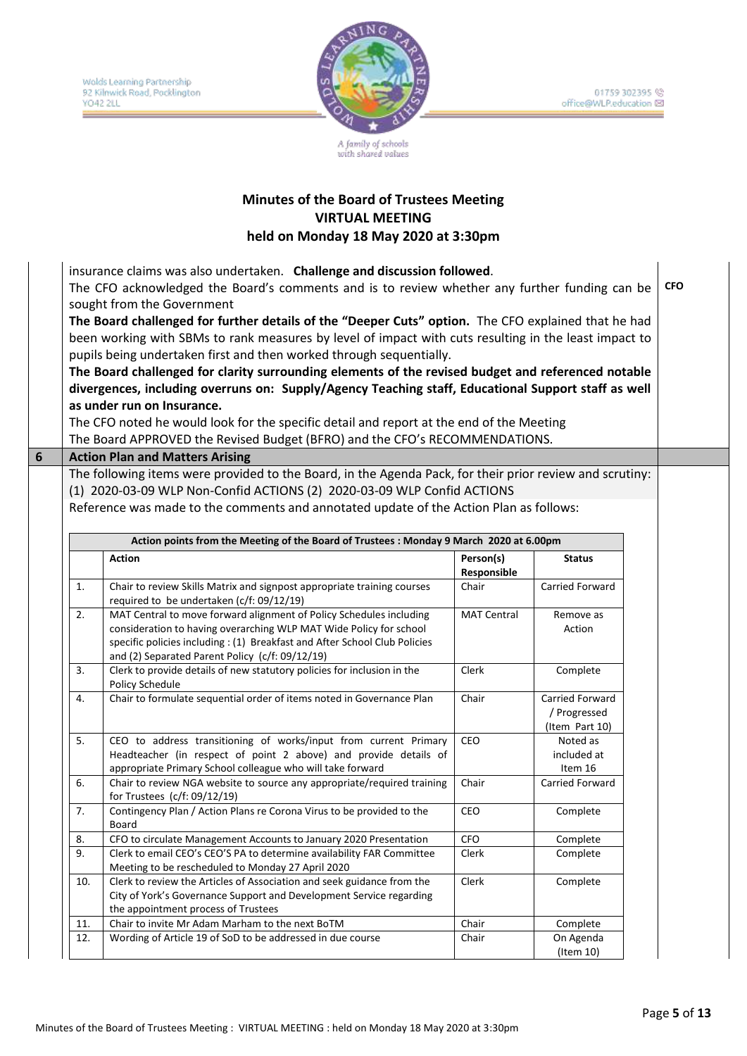# Minutes of the Board of Trustees Meeting
## VIRTUAL MEETING
## held on Monday 18 May 2020 at 3:30pm

insurance claims was also undertaken. **Challenge and discussion followed**.

The CFO acknowledged the Board's comments and is to review whether any further funding can be sought from the Government — **CFO**

**The Board challenged for further details of the "Deeper Cuts" option.** The CFO explained that he had been working with SBMs to rank measures by level of impact with cuts resulting in the least impact to pupils being undertaken first and then worked through sequentially.

**The Board challenged for clarity surrounding elements of the revised budget and referenced notable divergences, including overruns on: Supply/Agency Teaching staff, Educational Support staff as well as under run on Insurance.**

The CFO noted he would look for the specific detail and report at the end of the Meeting

The Board APPROVED the Revised Budget (BFRO) and the CFO's RECOMMENDATIONS.

## 6 Action Plan and Matters Arising

The following items were provided to the Board, in the Agenda Pack, for their prior review and scrutiny: (1) 2020-03-09 WLP Non-Confid ACTIONS (2) 2020-03-09 WLP Confid ACTIONS

Reference was made to the comments and annotated update of the Action Plan as follows:

**Action points from the Meeting of the Board of Trustees : Monday 9 March 2020 at 6.00pm**

| | Action | Person(s) Responsible | Status |
|---|---|---|---|
| 1. | Chair to review Skills Matrix and signpost appropriate training courses required to be undertaken (c/f: 09/12/19) | Chair | Carried Forward |
| 2. | MAT Central to move forward alignment of Policy Schedules including consideration to having overarching WLP MAT Wide Policy for school specific policies including : (1) Breakfast and After School Club Policies and (2) Separated Parent Policy (c/f: 09/12/19) | MAT Central | Remove as Action |
| 3. | Clerk to provide details of new statutory policies for inclusion in the Policy Schedule | Clerk | Complete |
| 4. | Chair to formulate sequential order of items noted in Governance Plan | Chair | Carried Forward / Progressed (Item Part 10) |
| 5. | CEO to address transitioning of works/input from current Primary Headteacher (in respect of point 2 above) and provide details of appropriate Primary School colleague who will take forward | CEO | Noted as included at Item 16 |
| 6. | Chair to review NGA website to source any appropriate/required training for Trustees (c/f: 09/12/19) | Chair | Carried Forward |
| 7. | Contingency Plan / Action Plans re Corona Virus to be provided to the Board | CEO | Complete |
| 8. | CFO to circulate Management Accounts to January 2020 Presentation | CFO | Complete |
| 9. | Clerk to email CEO's CEO'S PA to determine availability FAR Committee Meeting to be rescheduled to Monday 27 April 2020 | Clerk | Complete |
| 10. | Clerk to review the Articles of Association and seek guidance from the City of York's Governance Support and Development Service regarding the appointment process of Trustees | Clerk | Complete |
| 11. | Chair to invite Mr Adam Marham to the next BoTM | Chair | Complete |
| 12. | Wording of Article 19 of SoD to be addressed in due course | Chair | On Agenda (Item 10) |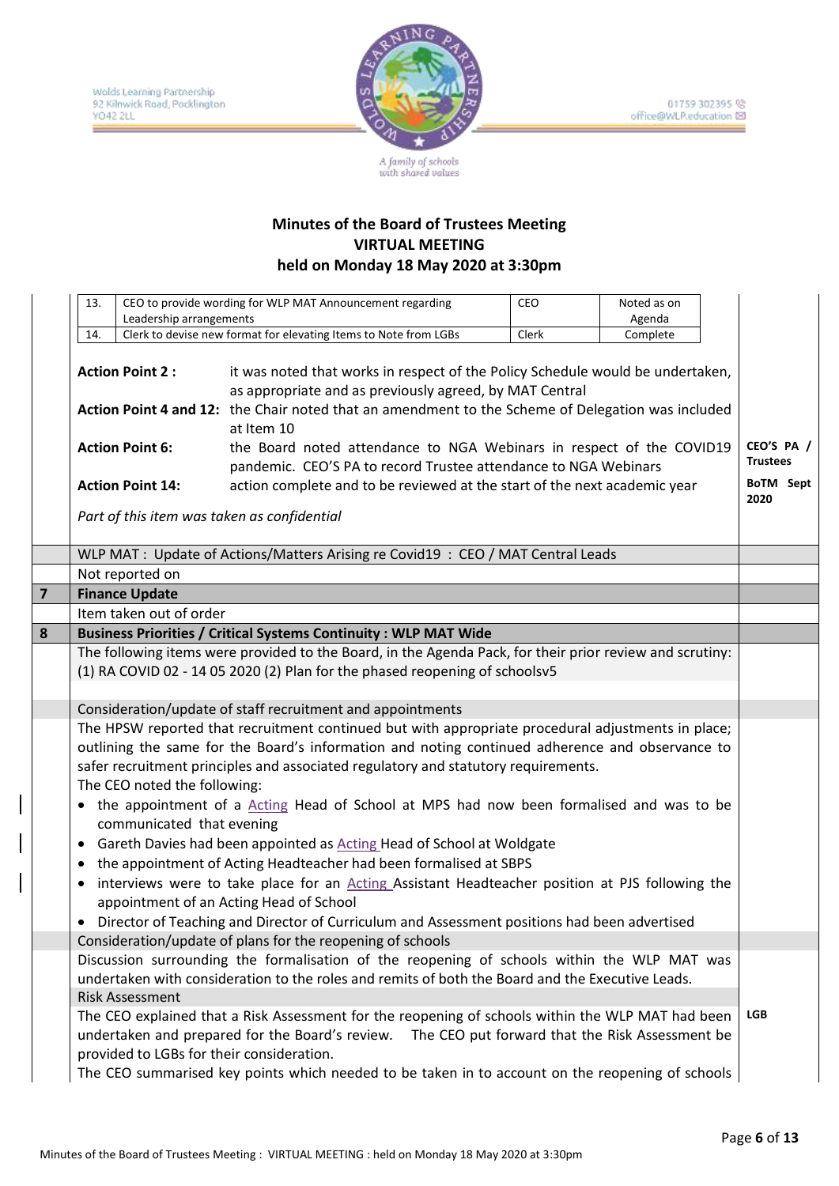Wolds Learning Partnership
92 Kilnwick Road, Pocklington
YO42 2LL

01759 302395
office@WLP.education

A family of schools with shared values

**Minutes of the Board of Trustees Meeting**
**VIRTUAL MEETING**
**held on Monday 18 May 2020 at 3:30pm**

| 13. | CEO to provide wording for WLP MAT Announcement regarding Leadership arrangements | CEO | Noted as on Agenda |
|---|---|---|---|
| 14. | Clerk to devise new format for elevating Items to Note from LGBs | Clerk | Complete |

**Action Point 2 :** it was noted that works in respect of the Policy Schedule would be undertaken, as appropriate and as previously agreed, by MAT Central

**Action Point 4 and 12:** the Chair noted that an amendment to the Scheme of Delegation was included at Item 10

**Action Point 6:** the Board noted attendance to NGA Webinars in respect of the COVID19 pandemic. CEO'S PA to record Trustee attendance to NGA Webinars — **CEO'S PA / Trustees**

**Action Point 14:** action complete and to be reviewed at the start of the next academic year — **BoTM Sept 2020**

*Part of this item was taken as confidential*

WLP MAT : Update of Actions/Matters Arising re Covid19 : CEO / MAT Central Leads

Not reported on

## 7 Finance Update

Item taken out of order

## 8 Business Priorities / Critical Systems Continuity : WLP MAT Wide

The following items were provided to the Board, in the Agenda Pack, for their prior review and scrutiny: (1) RA COVID 02 - 14 05 2020 (2) Plan for the phased reopening of schoolsv5

Consideration/update of staff recruitment and appointments

The HPSW reported that recruitment continued but with appropriate procedural adjustments in place; outlining the same for the Board's information and noting continued adherence and observance to safer recruitment principles and associated regulatory and statutory requirements.

The CEO noted the following:

- the appointment of a Acting Head of School at MPS had now been formalised and was to be communicated that evening
- Gareth Davies had been appointed as Acting Head of School at Woldgate
- the appointment of Acting Headteacher had been formalised at SBPS
- interviews were to take place for an Acting Assistant Headteacher position at PJS following the appointment of an Acting Head of School
- Director of Teaching and Director of Curriculum and Assessment positions had been advertised

Consideration/update of plans for the reopening of schools

Discussion surrounding the formalisation of the reopening of schools within the WLP MAT was undertaken with consideration to the roles and remits of both the Board and the Executive Leads.

Risk Assessment

The CEO explained that a Risk Assessment for the reopening of schools within the WLP MAT had been undertaken and prepared for the Board's review. The CEO put forward that the Risk Assessment be provided to LGBs for their consideration. — **LGB**

The CEO summarised key points which needed to be taken in to account on the reopening of schools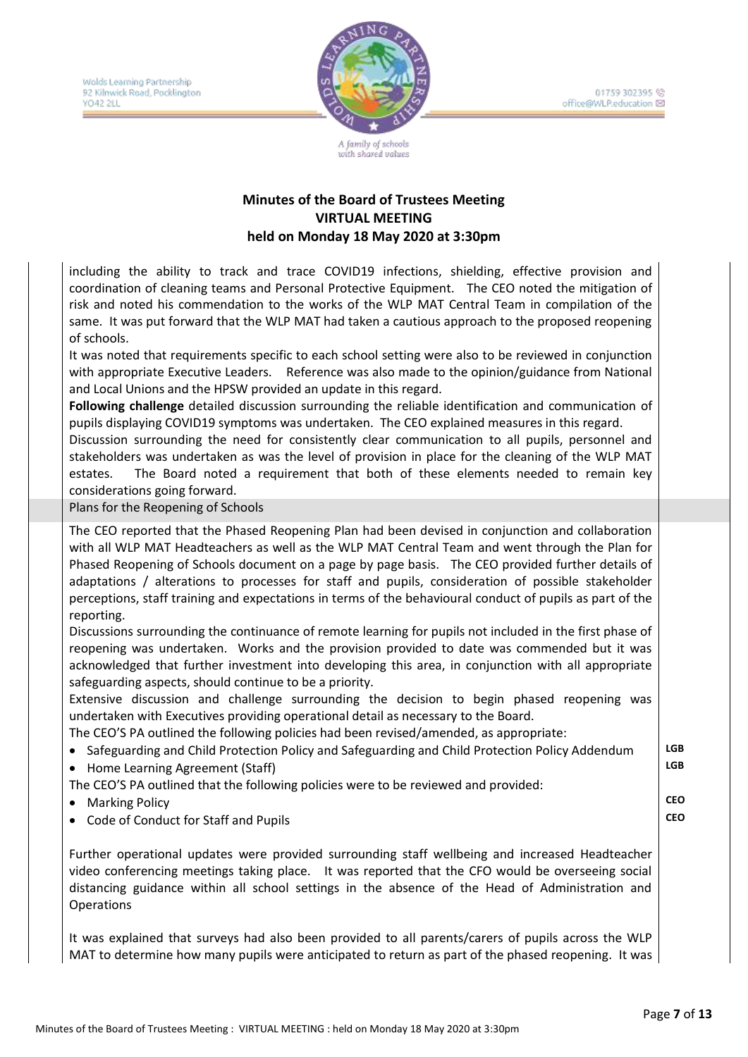**Minutes of the Board of Trustees Meeting**
**VIRTUAL MEETING**
**held on Monday 18 May 2020 at 3:30pm**

including the ability to track and trace COVID19 infections, shielding, effective provision and coordination of cleaning teams and Personal Protective Equipment. The CEO noted the mitigation of risk and noted his commendation to the works of the WLP MAT Central Team in compilation of the same. It was put forward that the WLP MAT had taken a cautious approach to the proposed reopening of schools.

It was noted that requirements specific to each school setting were also to be reviewed in conjunction with appropriate Executive Leaders. Reference was also made to the opinion/guidance from National and Local Unions and the HPSW provided an update in this regard.

**Following challenge** detailed discussion surrounding the reliable identification and communication of pupils displaying COVID19 symptoms was undertaken. The CEO explained measures in this regard.

Discussion surrounding the need for consistently clear communication to all pupils, personnel and stakeholders was undertaken as was the level of provision in place for the cleaning of the WLP MAT estates. The Board noted a requirement that both of these elements needed to remain key considerations going forward.

Plans for the Reopening of Schools

The CEO reported that the Phased Reopening Plan had been devised in conjunction and collaboration with all WLP MAT Headteachers as well as the WLP MAT Central Team and went through the Plan for Phased Reopening of Schools document on a page by page basis. The CEO provided further details of adaptations / alterations to processes for staff and pupils, consideration of possible stakeholder perceptions, staff training and expectations in terms of the behavioural conduct of pupils as part of the reporting.

Discussions surrounding the continuance of remote learning for pupils not included in the first phase of reopening was undertaken. Works and the provision provided to date was commended but it was acknowledged that further investment into developing this area, in conjunction with all appropriate safeguarding aspects, should continue to be a priority.

Extensive discussion and challenge surrounding the decision to begin phased reopening was undertaken with Executives providing operational detail as necessary to the Board.

The CEO'S PA outlined the following policies had been revised/amended, as appropriate:

- Safeguarding and Child Protection Policy and Safeguarding and Child Protection Policy Addendum — **LGB**
- Home Learning Agreement (Staff) — **LGB**

The CEO'S PA outlined that the following policies were to be reviewed and provided:

- Marking Policy — **CEO**
- Code of Conduct for Staff and Pupils — **CEO**

Further operational updates were provided surrounding staff wellbeing and increased Headteacher video conferencing meetings taking place. It was reported that the CFO would be overseeing social distancing guidance within all school settings in the absence of the Head of Administration and Operations

It was explained that surveys had also been provided to all parents/carers of pupils across the WLP MAT to determine how many pupils were anticipated to return as part of the phased reopening. It was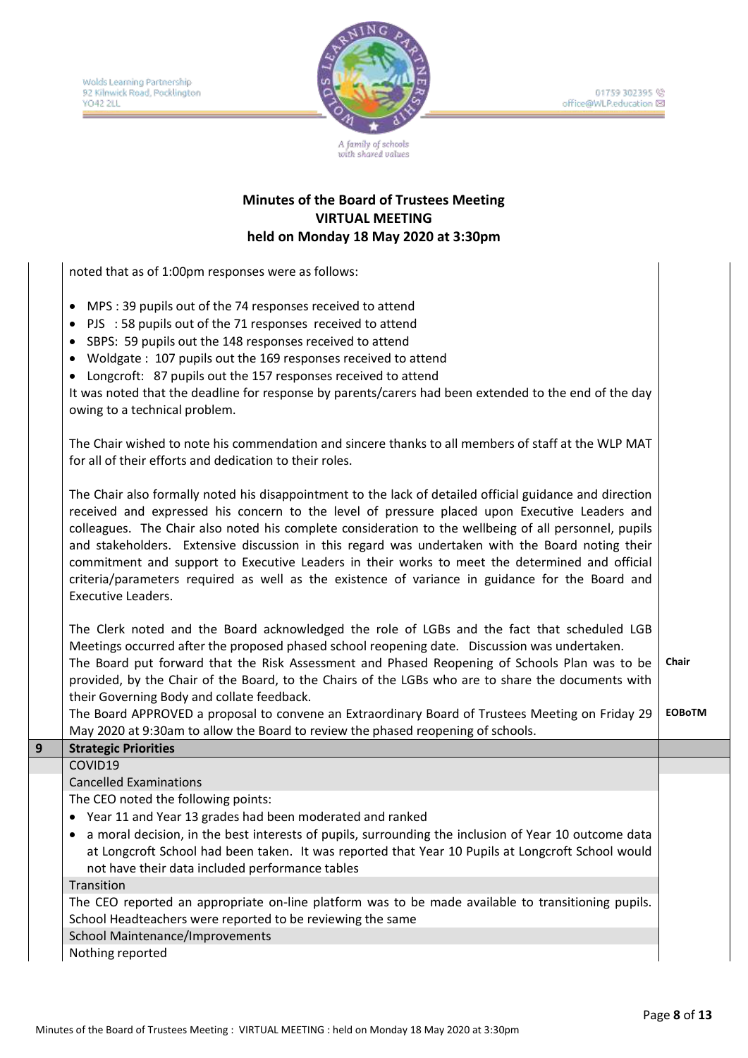**Minutes of the Board of Trustees Meeting**
**VIRTUAL MEETING**
**held on Monday 18 May 2020 at 3:30pm**

| | | |
|---|---|---|
| | noted that as of 1:00pm responses were as follows:<br><br>• MPS : 39 pupils out of the 74 responses received to attend<br>• PJS : 58 pupils out of the 71 responses received to attend<br>• SBPS: 59 pupils out the 148 responses received to attend<br>• Woldgate : 107 pupils out the 169 responses received to attend<br>• Longcroft: 87 pupils out the 157 responses received to attend<br><br>It was noted that the deadline for response by parents/carers had been extended to the end of the day owing to a technical problem.<br><br>The Chair wished to note his commendation and sincere thanks to all members of staff at the WLP MAT for all of their efforts and dedication to their roles.<br><br>The Chair also formally noted his disappointment to the lack of detailed official guidance and direction received and expressed his concern to the level of pressure placed upon Executive Leaders and colleagues. The Chair also noted his complete consideration to the wellbeing of all personnel, pupils and stakeholders. Extensive discussion in this regard was undertaken with the Board noting their commitment and support to Executive Leaders in their works to meet the determined and official criteria/parameters required as well as the existence of variance in guidance for the Board and Executive Leaders.<br><br>The Clerk noted and the Board acknowledged the role of LGBs and the fact that scheduled LGB Meetings occurred after the proposed phased school reopening date. Discussion was undertaken.<br>The Board put forward that the Risk Assessment and Phased Reopening of Schools Plan was to be provided, by the Chair of the Board, to the Chairs of the LGBs who are to share the documents with their Governing Body and collate feedback.<br>The Board APPROVED a proposal to convene an Extraordinary Board of Trustees Meeting on Friday 29 May 2020 at 9:30am to allow the Board to review the phased reopening of schools. | **Chair**<br><br>**EOBoTM** |
| **9** | **Strategic Priorities** | |
| | COVID19 | |
| | Cancelled Examinations | |
| | The CEO noted the following points:<br>• Year 11 and Year 13 grades had been moderated and ranked<br>• a moral decision, in the best interests of pupils, surrounding the inclusion of Year 10 outcome data at Longcroft School had been taken. It was reported that Year 10 Pupils at Longcroft School would not have their data included performance tables | |
| | Transition | |
| | The CEO reported an appropriate on-line platform was to be made available to transitioning pupils. School Headteachers were reported to be reviewing the same | |
| | School Maintenance/Improvements | |
| | Nothing reported | |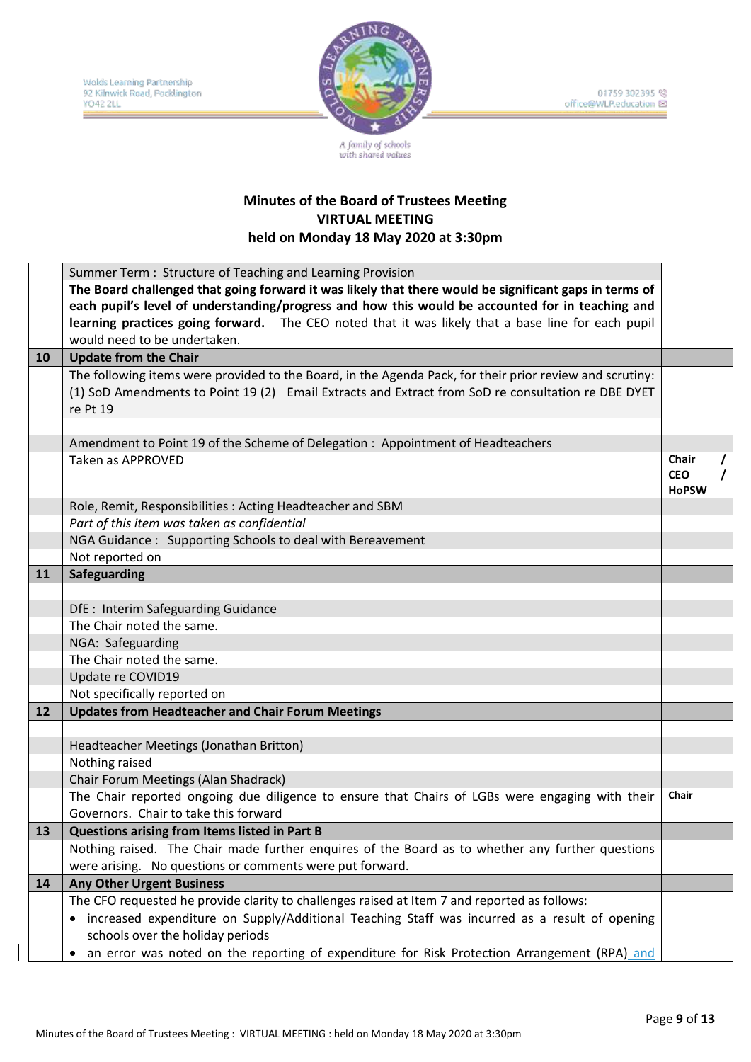# Minutes of the Board of Trustees Meeting
## VIRTUAL MEETING
## held on Monday 18 May 2020 at 3:30pm

| | | |
|---|---|---|
| | Summer Term : Structure of Teaching and Learning Provision | |
| | **The Board challenged that going forward it was likely that there would be significant gaps in terms of each pupil's level of understanding/progress and how this would be accounted for in teaching and learning practices going forward.** The CEO noted that it was likely that a base line for each pupil would need to be undertaken. | |
| **10** | **Update from the Chair** | |
| | The following items were provided to the Board, in the Agenda Pack, for their prior review and scrutiny: (1) SoD Amendments to Point 19 (2) Email Extracts and Extract from SoD re consultation re DBE DYET re Pt 19 | |
| | Amendment to Point 19 of the Scheme of Delegation : Appointment of Headteachers | |
| | Taken as APPROVED | **Chair / CEO / HoPSW** |
| | Role, Remit, Responsibilities : Acting Headteacher and SBM | |
| | *Part of this item was taken as confidential* | |
| | NGA Guidance : Supporting Schools to deal with Bereavement | |
| | Not reported on | |
| **11** | **Safeguarding** | |
| | DfE : Interim Safeguarding Guidance | |
| | The Chair noted the same. | |
| | NGA: Safeguarding | |
| | The Chair noted the same. | |
| | Update re COVID19 | |
| | Not specifically reported on | |
| **12** | **Updates from Headteacher and Chair Forum Meetings** | |
| | Headteacher Meetings (Jonathan Britton) | |
| | Nothing raised | |
| | Chair Forum Meetings (Alan Shadrack) | |
| | The Chair reported ongoing due diligence to ensure that Chairs of LGBs were engaging with their Governors. Chair to take this forward | **Chair** |
| **13** | **Questions arising from Items listed in Part B** | |
| | Nothing raised. The Chair made further enquires of the Board as to whether any further questions were arising. No questions or comments were put forward. | |
| **14** | **Any Other Urgent Business** | |
| | The CFO requested he provide clarity to challenges raised at Item 7 and reported as follows:<br>• increased expenditure on Supply/Additional Teaching Staff was incurred as a result of opening schools over the holiday periods<br>• an error was noted on the reporting of expenditure for Risk Protection Arrangement (RPA) and | |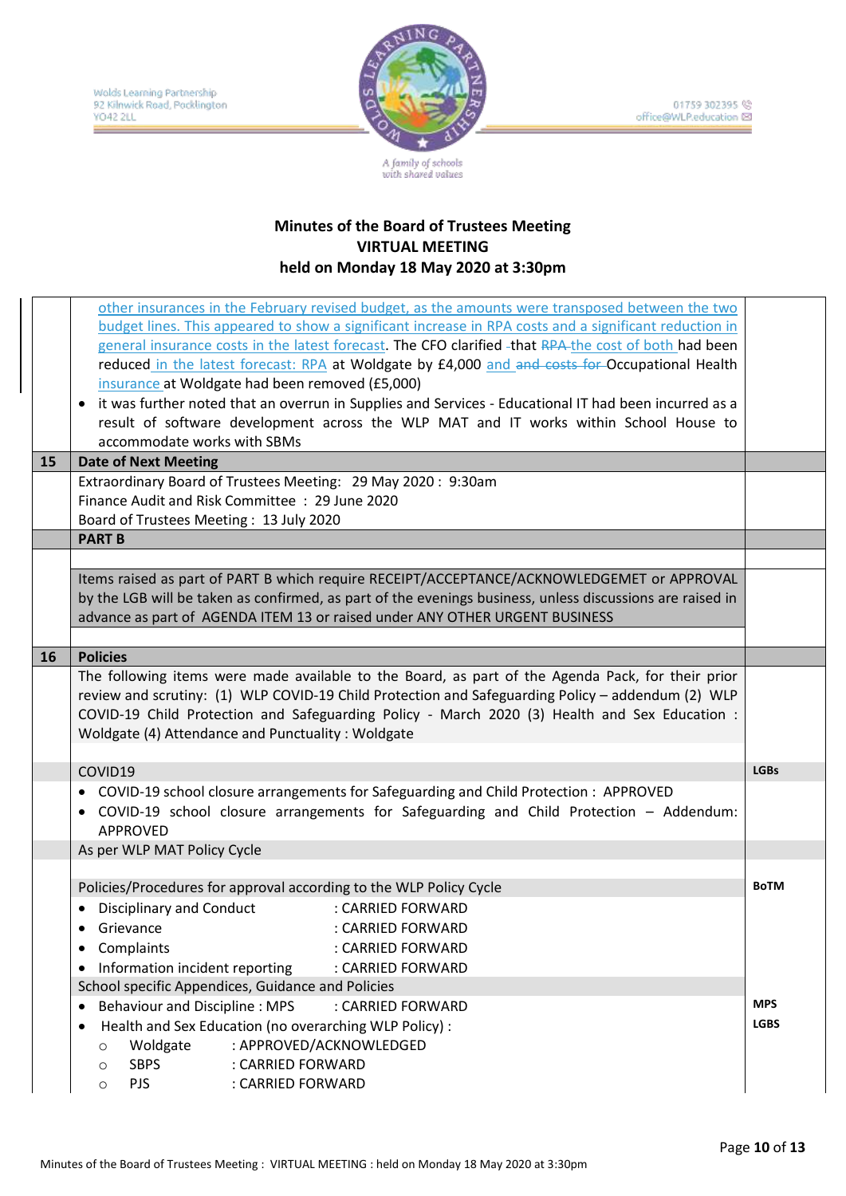**Minutes of the Board of Trustees Meeting**
**VIRTUAL MEETING**
**held on Monday 18 May 2020 at 3:30pm**

| | | |
|---|---|---|
| | other insurances in the February revised budget, as the amounts were transposed between the two budget lines. This appeared to show a significant increase in RPA costs and a significant reduction in general insurance costs in the latest forecast. The CFO clarified that ~~RPA~~ the cost of both had been reduced in the latest forecast: RPA at Woldgate by £4,000 and ~~and costs for~~ Occupational Health insurance at Woldgate had been removed (£5,000)<br>• it was further noted that an overrun in Supplies and Services - Educational IT had been incurred as a result of software development across the WLP MAT and IT works within School House to accommodate works with SBMs | |
| **15** | **Date of Next Meeting** | |
| | Extraordinary Board of Trustees Meeting: 29 May 2020 : 9:30am<br>Finance Audit and Risk Committee : 29 June 2020<br>Board of Trustees Meeting : 13 July 2020 | |
| | **PART B** | |
| | Items raised as part of PART B which require RECEIPT/ACCEPTANCE/ACKNOWLEDGEMET or APPROVAL by the LGB will be taken as confirmed, as part of the evenings business, unless discussions are raised in advance as part of AGENDA ITEM 13 or raised under ANY OTHER URGENT BUSINESS | |
| **16** | **Policies** | |
| | The following items were made available to the Board, as part of the Agenda Pack, for their prior review and scrutiny: (1) WLP COVID-19 Child Protection and Safeguarding Policy – addendum (2) WLP COVID-19 Child Protection and Safeguarding Policy - March 2020 (3) Health and Sex Education : Woldgate (4) Attendance and Punctuality : Woldgate | |
| | COVID19 | **LGBs** |
| | • COVID-19 school closure arrangements for Safeguarding and Child Protection : APPROVED<br>• COVID-19 school closure arrangements for Safeguarding and Child Protection – Addendum: APPROVED | |
| | As per WLP MAT Policy Cycle | |
| | Policies/Procedures for approval according to the WLP Policy Cycle | **BoTM** |
| | • Disciplinary and Conduct : CARRIED FORWARD<br>• Grievance : CARRIED FORWARD<br>• Complaints : CARRIED FORWARD<br>• Information incident reporting : CARRIED FORWARD | |
| | School specific Appendices, Guidance and Policies | |
| | • Behaviour and Discipline : MPS : CARRIED FORWARD<br>• Health and Sex Education (no overarching WLP Policy) :<br>  ○ Woldgate : APPROVED/ACKNOWLEDGED<br>  ○ SBPS : CARRIED FORWARD<br>  ○ PJS : CARRIED FORWARD | **MPS**<br>**LGBS** |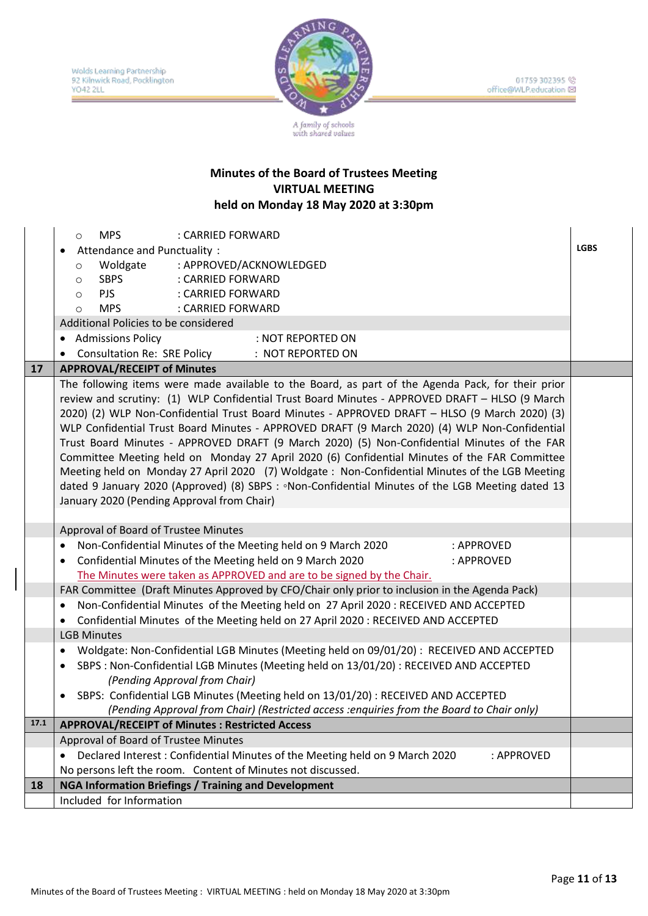**Minutes of the Board of Trustees Meeting**
**VIRTUAL MEETING**
**held on Monday 18 May 2020 at 3:30pm**

| | | |
|---|---|---|
| | ○ MPS : CARRIED FORWARD<br>• Attendance and Punctuality :<br>○ Woldgate : APPROVED/ACKNOWLEDGED<br>○ SBPS : CARRIED FORWARD<br>○ PJS : CARRIED FORWARD<br>○ MPS : CARRIED FORWARD | LGBS |
| | Additional Policies to be considered | |
| | • Admissions Policy : NOT REPORTED ON<br>• Consultation Re: SRE Policy : NOT REPORTED ON | |
| **17** | **APPROVAL/RECEIPT of Minutes** | |
| | The following items were made available to the Board, as part of the Agenda Pack, for their prior review and scrutiny: (1) WLP Confidential Trust Board Minutes - APPROVED DRAFT – HLSO (9 March 2020) (2) WLP Non-Confidential Trust Board Minutes - APPROVED DRAFT – HLSO (9 March 2020) (3) WLP Confidential Trust Board Minutes - APPROVED DRAFT (9 March 2020) (4) WLP Non-Confidential Trust Board Minutes - APPROVED DRAFT (9 March 2020) (5) Non-Confidential Minutes of the FAR Committee Meeting held on Monday 27 April 2020 (6) Confidential Minutes of the FAR Committee Meeting held on Monday 27 April 2020 (7) Woldgate : Non-Confidential Minutes of the LGB Meeting dated 9 January 2020 (Approved) (8) SBPS : ◦Non-Confidential Minutes of the LGB Meeting dated 13 January 2020 (Pending Approval from Chair) | |
| | Approval of Board of Trustee Minutes | |
| | • Non-Confidential Minutes of the Meeting held on 9 March 2020 : APPROVED<br>• Confidential Minutes of the Meeting held on 9 March 2020 : APPROVED<br>The Minutes were taken as APPROVED and are to be signed by the Chair. | |
| | FAR Committee (Draft Minutes Approved by CFO/Chair only prior to inclusion in the Agenda Pack) | |
| | • Non-Confidential Minutes of the Meeting held on 27 April 2020 : RECEIVED AND ACCEPTED<br>• Confidential Minutes of the Meeting held on 27 April 2020 : RECEIVED AND ACCEPTED | |
| | LGB Minutes | |
| | • Woldgate: Non-Confidential LGB Minutes (Meeting held on 09/01/20) : RECEIVED AND ACCEPTED<br>• SBPS : Non-Confidential LGB Minutes (Meeting held on 13/01/20) : RECEIVED AND ACCEPTED *(Pending Approval from Chair)*<br>• SBPS: Confidential LGB Minutes (Meeting held on 13/01/20) : RECEIVED AND ACCEPTED *(Pending Approval from Chair) (Restricted access :enquiries from the Board to Chair only)* | |
| **17.1** | **APPROVAL/RECEIPT of Minutes : Restricted Access** | |
| | Approval of Board of Trustee Minutes | |
| | • Declared Interest : Confidential Minutes of the Meeting held on 9 March 2020 : APPROVED<br>No persons left the room. Content of Minutes not discussed. | |
| **18** | **NGA Information Briefings / Training and Development** | |
| | Included for Information | |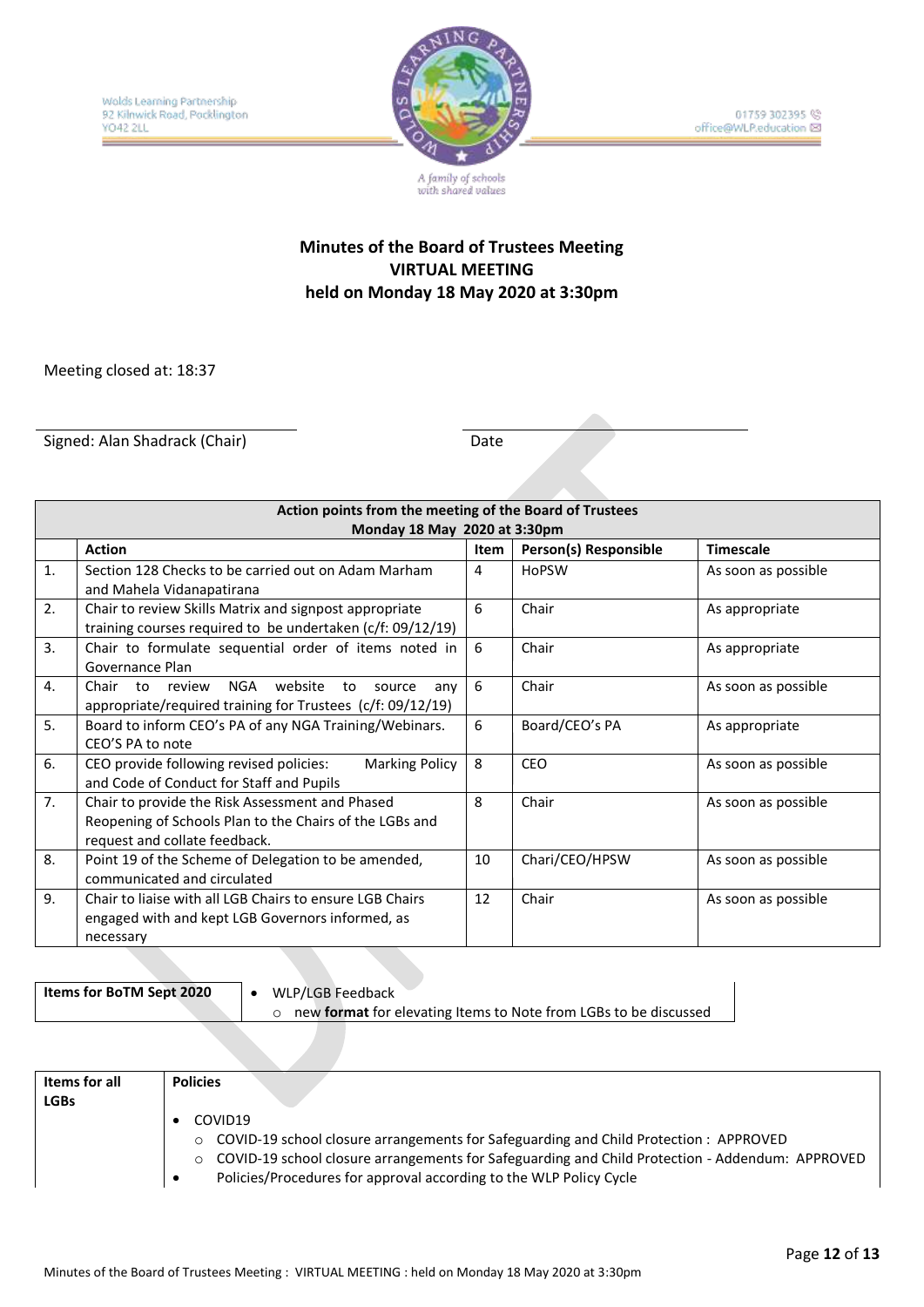Wolds Learning Partnership
92 Kilnwick Road, Pocklington
YO42 2LL

01759 302395
office@WLP.education

A family of schools with shared values

**Minutes of the Board of Trustees Meeting**
**VIRTUAL MEETING**
**held on Monday 18 May 2020 at 3:30pm**

Meeting closed at: 18:37

Signed: Alan Shadrack (Chair) Date

| | **Action points from the meeting of the Board of Trustees Monday 18 May 2020 at 3:30pm** | | | |
|---|---|---|---|---|
| | **Action** | **Item** | **Person(s) Responsible** | **Timescale** |
| 1. | Section 128 Checks to be carried out on Adam Marham and Mahela Vidanapatirana | 4 | HoPSW | As soon as possible |
| 2. | Chair to review Skills Matrix and signpost appropriate training courses required to be undertaken (c/f: 09/12/19) | 6 | Chair | As appropriate |
| 3. | Chair to formulate sequential order of items noted in Governance Plan | 6 | Chair | As appropriate |
| 4. | Chair to review NGA website to source any appropriate/required training for Trustees (c/f: 09/12/19) | 6 | Chair | As soon as possible |
| 5. | Board to inform CEO's PA of any NGA Training/Webinars. CEO'S PA to note | 6 | Board/CEO's PA | As appropriate |
| 6. | CEO provide following revised policies: Marking Policy and Code of Conduct for Staff and Pupils | 8 | CEO | As soon as possible |
| 7. | Chair to provide the Risk Assessment and Phased Reopening of Schools Plan to the Chairs of the LGBs and request and collate feedback. | 8 | Chair | As soon as possible |
| 8. | Point 19 of the Scheme of Delegation to be amended, communicated and circulated | 10 | Chari/CEO/HPSW | As soon as possible |
| 9. | Chair to liaise with all LGB Chairs to ensure LGB Chairs engaged with and kept LGB Governors informed, as necessary | 12 | Chair | As soon as possible |

| **Items for BoTM Sept 2020** | • WLP/LGB Feedback<br>○ new **format** for elevating Items to Note from LGBs to be discussed |
|---|---|

| **Items for all LGBs** | **Policies**<br>• COVID19<br>○ COVID-19 school closure arrangements for Safeguarding and Child Protection : APPROVED<br>○ COVID-19 school closure arrangements for Safeguarding and Child Protection - Addendum: APPROVED<br>• Policies/Procedures for approval according to the WLP Policy Cycle |
|---|---|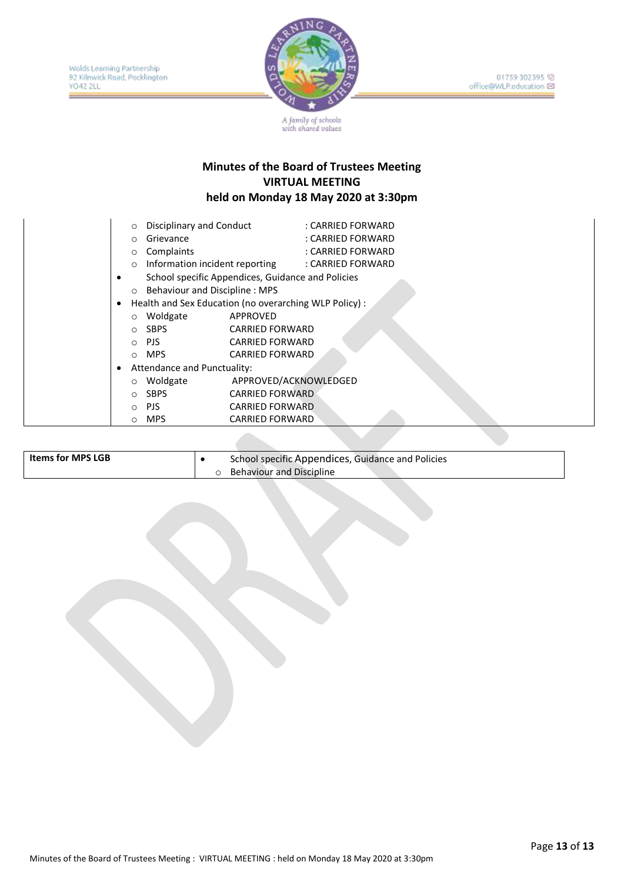Wolds Learning Partnership
92 Kilnwick Road, Pocklington
YO42 2LL

01759 302395
office@WLP.education

*A family of schools with shared values*

**Minutes of the Board of Trustees Meeting**
**VIRTUAL MEETING**
**held on Monday 18 May 2020 at 3:30pm**

| | |
|---|---|
| | ○ Disciplinary and Conduct : CARRIED FORWARD<br>○ Grievance : CARRIED FORWARD<br>○ Complaints : CARRIED FORWARD<br>○ Information incident reporting : CARRIED FORWARD<br>• School specific Appendices, Guidance and Policies<br>○ Behaviour and Discipline : MPS<br>• Health and Sex Education (no overarching WLP Policy) :<br>○ Woldgate APPROVED<br>○ SBPS CARRIED FORWARD<br>○ PJS CARRIED FORWARD<br>○ MPS CARRIED FORWARD<br>• Attendance and Punctuality:<br>○ Woldgate APPROVED/ACKNOWLEDGED<br>○ SBPS CARRIED FORWARD<br>○ PJS CARRIED FORWARD<br>○ MPS CARRIED FORWARD |

| | |
|---|---|
| **Items for MPS LGB** | • School specific Appendices, Guidance and Policies<br>○ Behaviour and Discipline |

DRAFT